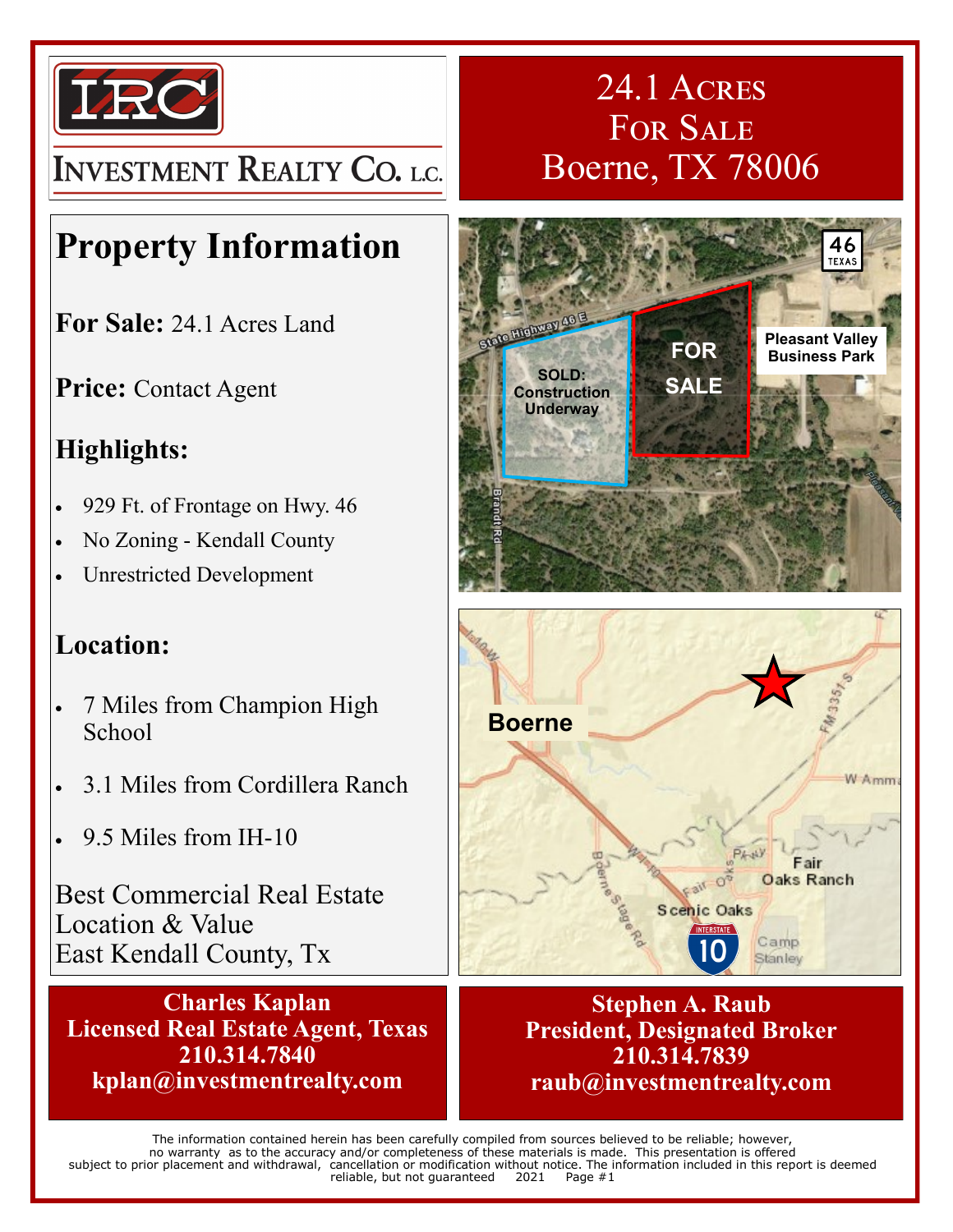# INVESTMENT REALTY CO. L.C.

# 24.1 ACRES FOR SALE Boerne, TX 78006

## Property Information

**For Sale:** 24.1 Acres Land

**Price:** Contact Agent

### Highlights:

- 929 Ft. of Frontage on Hwy. 46
- No Zoning - Kendall County
- Unrestricted Development

### Location:

- 7 Miles from Champion High School
- 3.1 Miles from Cordillera Ranch
- 9.5 Miles from IH-10

Best Commercial Real Estate Location & Value
East Kendall County, Tx

**Charles Kaplan**
**Licensed Real Estate Agent, Texas**
**210.314.7840**
**kplan@investmentrealty.com**

**Stephen A. Raub**
**President, Designated Broker**
**210.314.7839**
**raub@investmentrealty.com**

The information contained herein has been carefully compiled from sources believed to be reliable; however, no warranty as to the accuracy and/or completeness of these materials is made. This presentation is offered subject to prior placement and withdrawal, cancellation or modification without notice. The information included in this report is deemed reliable, but not guaranteed 2021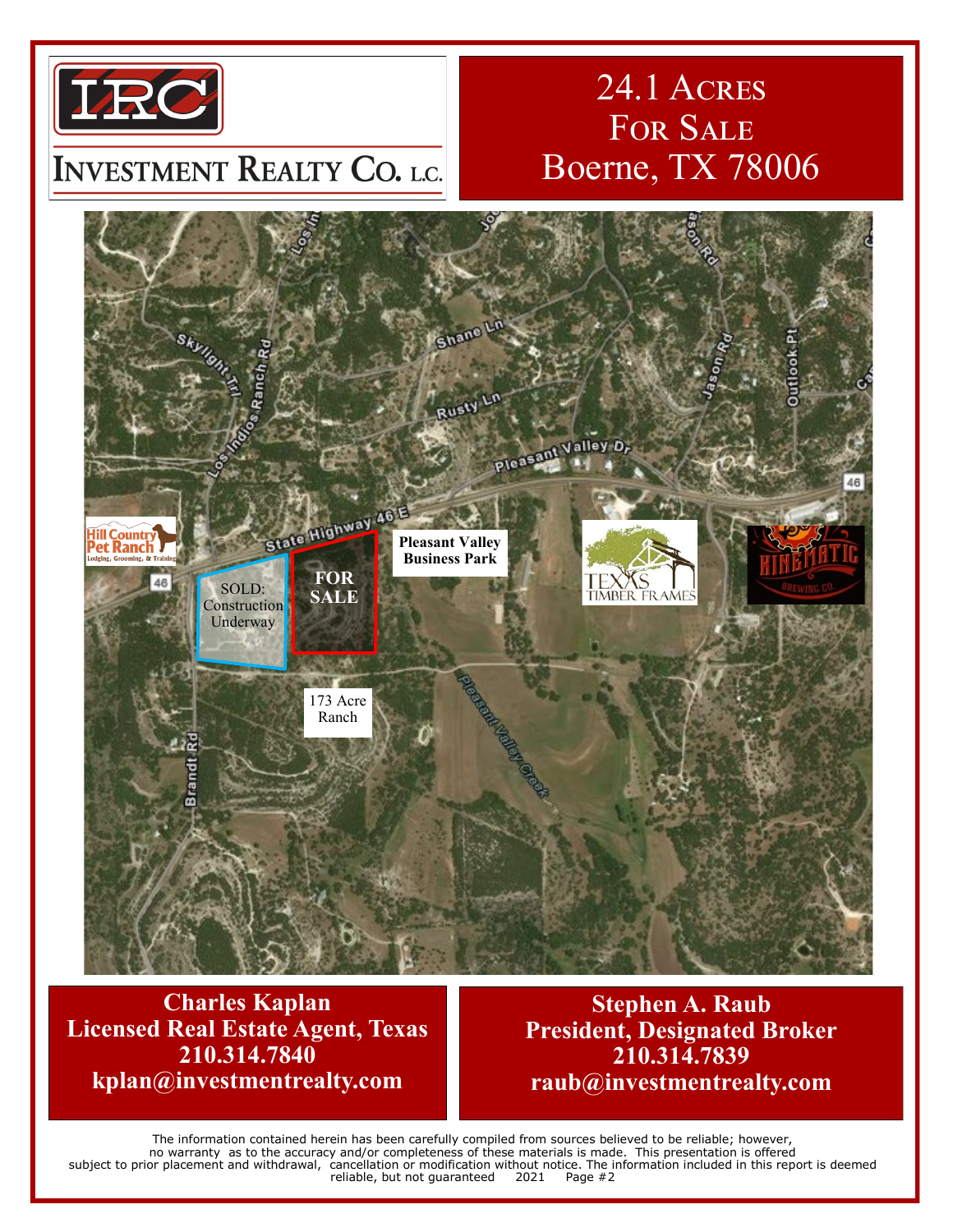# Investment Realty Co. L.C.

# 24.1 Acres For Sale Boerne, TX 78006

Los Indios Ranch Rd

Skylight Trl

Shane Ln

Rusty Ln

Pleasant Valley Dr

Jason Rd

Outlook Pt

State Highway 46 E

46

Hill Country Pet Ranch — Lodging, Grooming, & Training

SOLD: Construction Underway

FOR SALE

Pleasant Valley Business Park

Texas Timber Frames

Kinematic Brewing Co

173 Acre Ranch

Brandt Rd

Pleasant Valley Creek

**Charles Kaplan**
**Licensed Real Estate Agent, Texas**
**210.314.7840**
**kplan@investmentrealty.com**

**Stephen A. Raub**
**President, Designated Broker**
**210.314.7839**
**raub@investmentrealty.com**

The information contained herein has been carefully compiled from sources believed to be reliable; however, no warranty as to the accuracy and/or completeness of these materials is made. This presentation is offered subject to prior placement and withdrawal, cancellation or modification without notice. The information included in this report is deemed reliable, but not guaranteed 2021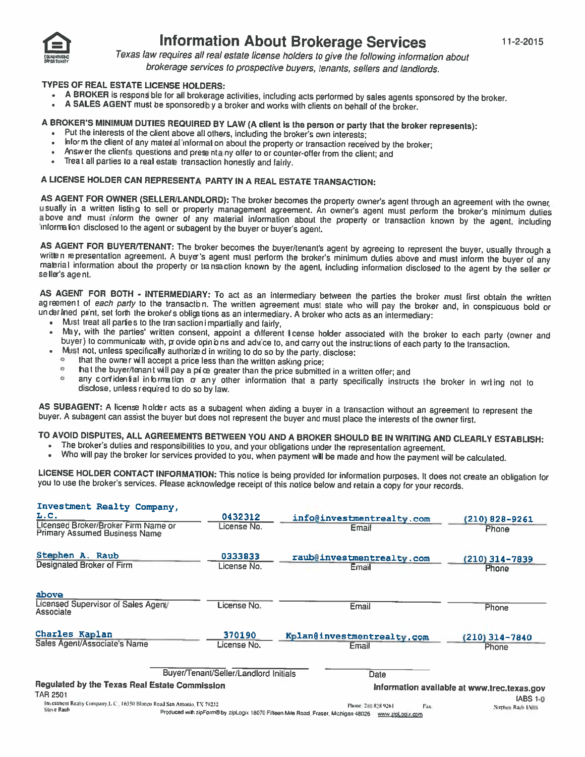# Information About Brokerage Services

11-2-2015

*Texas law requires all real estate license holders to give the following information about brokerage services to prospective buyers, tenants, sellers and landlords.*

**TYPES OF REAL ESTATE LICENSE HOLDERS:**

- **A BROKER** is responsible for all brokerage activities, including acts performed by sales agents sponsored by the broker.
- **A SALES AGENT** must be sponsored by a broker and works with clients on behalf of the broker.

**A BROKER'S MINIMUM DUTIES REQUIRED BY LAW (A client is the person or party that the broker represents):**

- Put the interests of the client above all others, including the broker's own interests;
- Inform the client of any material information about the property or transaction received by the broker;
- Answer the client's questions and present any offer to or counter-offer from the client; and
- Treat all parties to a real estate transaction honestly and fairly.

**A LICENSE HOLDER CAN REPRESENT A PARTY IN A REAL ESTATE TRANSACTION:**

**AS AGENT FOR OWNER (SELLER/LANDLORD):** The broker becomes the property owner's agent through an agreement with the owner, usually in a written listing to sell or property management agreement. An owner's agent must perform the broker's minimum duties above and must inform the owner of any material information about the property or transaction known by the agent, including information disclosed to the agent or subagent by the buyer or buyer's agent.

**AS AGENT FOR BUYER/TENANT:** The broker becomes the buyer/tenant's agent by agreeing to represent the buyer, usually through a written representation agreement. A buyer's agent must perform the broker's minimum duties above and must inform the buyer of any material information about the property or transaction known by the agent, including information disclosed to the agent by the seller or seller's agent.

**AS AGENT FOR BOTH - INTERMEDIARY:** To act as an intermediary between the parties the broker must first obtain the written agreement of *each party* to the transaction. The written agreement must state who will pay the broker and, in conspicuous bold or underlined print, set forth the broker's obligations as an intermediary. A broker who acts as an intermediary:

- Must treat all parties to the transaction impartially and fairly,
- May, with the parties' written consent, appoint a different license holder associated with the broker to each party (owner and buyer) to communicate with, provide opinions and advice to, and carry out the instructions of each party to the transaction.
- Must not, unless specifically authorized in writing to do so by the party, disclose:
  - that the owner will accept a price less than the written asking price;
  - that the buyer/tenant will pay a price greater than the price submitted in a written offer; and
  - any confidential information or any other information that a party specifically instructs the broker in writing not to disclose, unless required to do so by law.

**AS SUBAGENT:** A license holder acts as a subagent when aiding a buyer in a transaction without an agreement to represent the buyer. A subagent can assist the buyer but does not represent the buyer and must place the interests of the owner first.

**TO AVOID DISPUTES, ALL AGREEMENTS BETWEEN YOU AND A BROKER SHOULD BE IN WRITING AND CLEARLY ESTABLISH:**

- The broker's duties and responsibilities to you, and your obligations under the representation agreement.
- Who will pay the broker for services provided to you, when payment will be made and how the payment will be calculated.

**LICENSE HOLDER CONTACT INFORMATION:** This notice is being provided for information purposes. It does not create an obligation for you to use the broker's services. Please acknowledge receipt of this notice below and retain a copy for your records.

| Name | License No. | Email | Phone |
|---|---|---|---|
| Investment Realty Company, L.C. (Licensed Broker/Broker Firm Name or Primary Assumed Business Name) | 0432312 | info@investmentrealty.com | (210) 828-9261 |
| Stephen A. Raub (Designated Broker of Firm) | 0333833 | raub@investmentrealty.com | (210) 314-7839 |
| above (Licensed Supervisor of Sales Agent/Associate) | | | |
| Charles Kaplan (Sales Agent/Associate's Name) | 370190 | Kplan@investmentrealty.com | (210) 314-7840 |

Buyer/Tenant/Seller/Landlord Initials ____________ Date ____________

**Regulated by the Texas Real Estate Commission** — **Information available at www.trec.texas.gov**

TAR 2501 — IABS 1-0

Investment Realty Company,L.C., 16350 Blanco Road San Antonio, TX 78232 — Phone: 210 828 9261 — Fax: — Stephen Raub IABS

Steve Raub

Produced with zipForm® by zipLogix 18070 Fifteen Mile Road, Fraser, Michigan 48026 www.zipLogix.com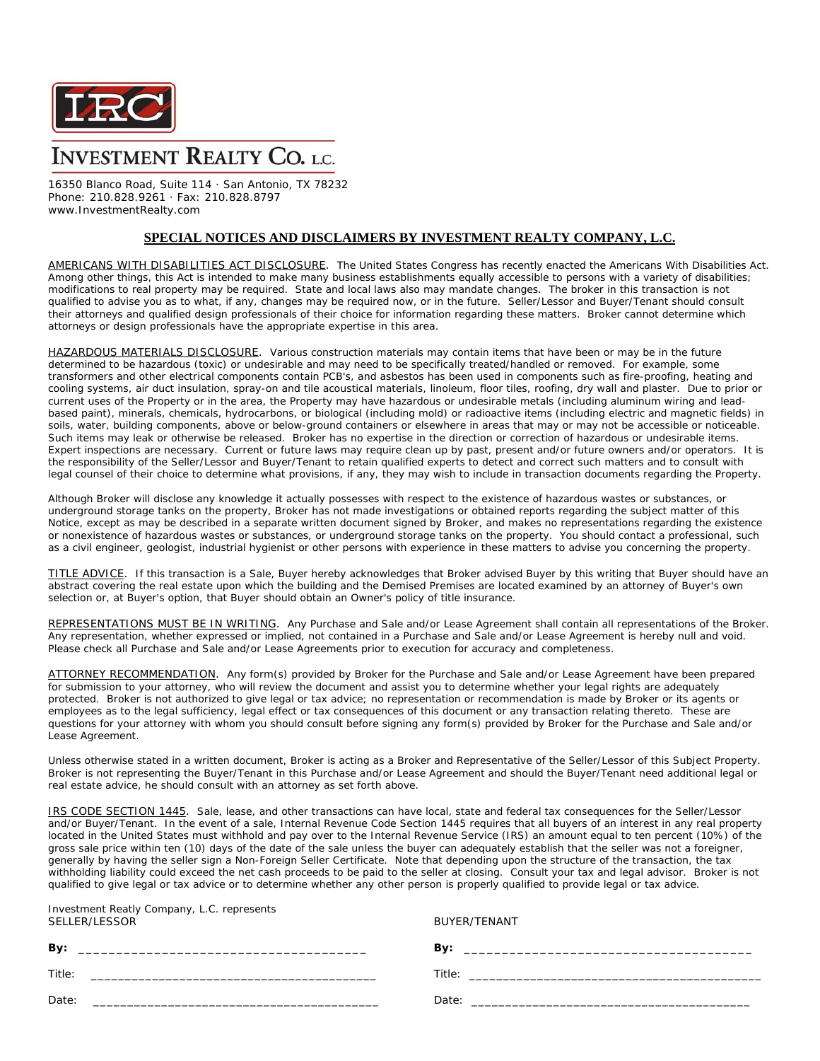**INVESTMENT REALTY CO. L.C.**

16350 Blanco Road, Suite 114 · San Antonio, TX 78232
Phone: 210.828.9261 · Fax: 210.828.8797
www.InvestmentRealty.com

## SPECIAL NOTICES AND DISCLAIMERS BY INVESTMENT REALTY COMPANY, L.C.

AMERICANS WITH DISABILITIES ACT DISCLOSURE. The United States Congress has recently enacted the Americans With Disabilities Act. Among other things, this Act is intended to make many business establishments equally accessible to persons with a variety of disabilities; modifications to real property may be required. State and local laws also may mandate changes. The broker in this transaction is not qualified to advise you as to what, if any, changes may be required now, or in the future. Seller/Lessor and Buyer/Tenant should consult their attorneys and qualified design professionals of their choice for information regarding these matters. Broker cannot determine which attorneys or design professionals have the appropriate expertise in this area.

HAZARDOUS MATERIALS DISCLOSURE. Various construction materials may contain items that have been or may be in the future determined to be hazardous (toxic) or undesirable and may need to be specifically treated/handled or removed. For example, some transformers and other electrical components contain PCB's, and asbestos has been used in components such as fire-proofing, heating and cooling systems, air duct insulation, spray-on and tile acoustical materials, linoleum, floor tiles, roofing, dry wall and plaster. Due to prior or current uses of the Property or in the area, the Property may have hazardous or undesirable metals (including aluminum wiring and lead-based paint), minerals, chemicals, hydrocarbons, or biological (including mold) or radioactive items (including electric and magnetic fields) in soils, water, building components, above or below-ground containers or elsewhere in areas that may or may not be accessible or noticeable. Such items may leak or otherwise be released. Broker has no expertise in the direction or correction of hazardous or undesirable items. Expert inspections are necessary. Current or future laws may require clean up by past, present and/or future owners and/or operators. It is the responsibility of the Seller/Lessor and Buyer/Tenant to retain qualified experts to detect and correct such matters and to consult with legal counsel of their choice to determine what provisions, if any, they may wish to include in transaction documents regarding the Property.

Although Broker will disclose any knowledge it actually possesses with respect to the existence of hazardous wastes or substances, or underground storage tanks on the property, Broker has not made investigations or obtained reports regarding the subject matter of this Notice, except as may be described in a separate written document signed by Broker, and makes no representations regarding the existence or nonexistence of hazardous wastes or substances, or underground storage tanks on the property. You should contact a professional, such as a civil engineer, geologist, industrial hygienist or other persons with experience in these matters to advise you concerning the property.

TITLE ADVICE. If this transaction is a Sale, Buyer hereby acknowledges that Broker advised Buyer by this writing that Buyer should have an abstract covering the real estate upon which the building and the Demised Premises are located examined by an attorney of Buyer's own selection or, at Buyer's option, that Buyer should obtain an Owner's policy of title insurance.

REPRESENTATIONS MUST BE IN WRITING. Any Purchase and Sale and/or Lease Agreement shall contain all representations of the Broker. Any representation, whether expressed or implied, not contained in a Purchase and Sale and/or Lease Agreement is hereby null and void. Please check all Purchase and Sale and/or Lease Agreements prior to execution for accuracy and completeness.

ATTORNEY RECOMMENDATION. Any form(s) provided by Broker for the Purchase and Sale and/or Lease Agreement have been prepared for submission to your attorney, who will review the document and assist you to determine whether your legal rights are adequately protected. Broker is not authorized to give legal or tax advice; no representation or recommendation is made by Broker or its agents or employees as to the legal sufficiency, legal effect or tax consequences of this document or any transaction relating thereto. These are questions for your attorney with whom you should consult before signing any form(s) provided by Broker for the Purchase and Sale and/or Lease Agreement.

Unless otherwise stated in a written document, Broker is acting as a Broker and Representative of the Seller/Lessor of this Subject Property. Broker is not representing the Buyer/Tenant in this Purchase and/or Lease Agreement and should the Buyer/Tenant need additional legal or real estate advice, he should consult with an attorney as set forth above.

IRS CODE SECTION 1445. Sale, lease, and other transactions can have local, state and federal tax consequences for the Seller/Lessor and/or Buyer/Tenant. In the event of a sale, Internal Revenue Code Section 1445 requires that all buyers of an interest in any real property located in the United States must withhold and pay over to the Internal Revenue Service (IRS) an amount equal to ten percent (10%) of the gross sale price within ten (10) days of the date of the sale unless the buyer can adequately establish that the seller was not a foreigner, generally by having the seller sign a Non-Foreign Seller Certificate. Note that depending upon the structure of the transaction, the tax withholding liability could exceed the net cash proceeds to be paid to the seller at closing. Consult your tax and legal advisor. Broker is not qualified to give legal or tax advice or to determine whether any other person is properly qualified to provide legal or tax advice.

Investment Realty Company, L.C. represents
SELLER/LESSOR

**By:** ______________________________________

Title: ______________________________________

Date: ______________________________________

BUYER/TENANT

**By:** ______________________________________

Title: ______________________________________

Date: ______________________________________